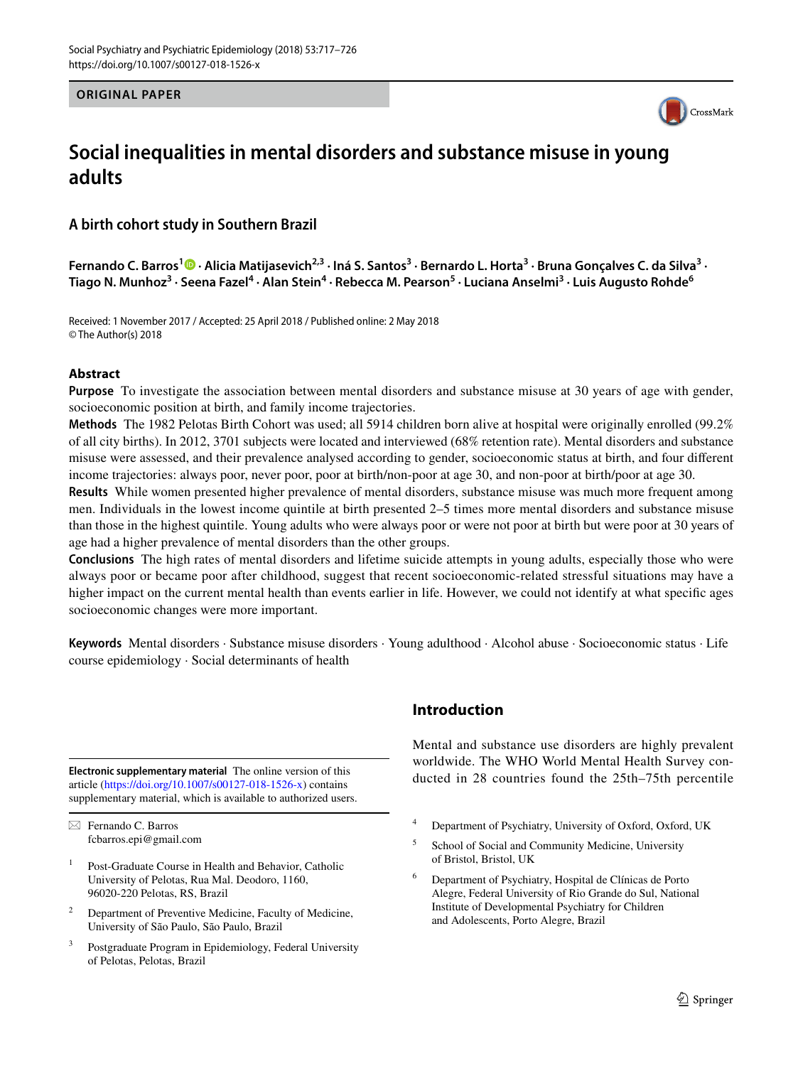ORIGINAL PAPER

# Social inequalities in mental disorders and substance misuse in young adults

## A birth cohort study in Southern Brazil

**Fernando C. Barros[1] · Alicia Matijasevich[2,3] · Iná S. Santos[3] · Bernardo L. Horta[3] · Bruna Gonçalves C. da Silva[3] · Tiago N. Munhoz[3] · Seena Fazel[4] · Alan Stein[4] · Rebecca M. Pearson[5] · Luciana Anselmi[3] · Luis Augusto Rohde[6]**

Received: 1 November 2017 / Accepted: 25 April 2018 / Published online: 2 May 2018
© The Author(s) 2018

### Abstract

**Purpose** To investigate the association between mental disorders and substance misuse at 30 years of age with gender, socioeconomic position at birth, and family income trajectories.

**Methods** The 1982 Pelotas Birth Cohort was used; all 5914 children born alive at hospital were originally enrolled (99.2% of all city births). In 2012, 3701 subjects were located and interviewed (68% retention rate). Mental disorders and substance misuse were assessed, and their prevalence analysed according to gender, socioeconomic status at birth, and four different income trajectories: always poor, never poor, poor at birth/non-poor at age 30, and non-poor at birth/poor at age 30.

**Results** While women presented higher prevalence of mental disorders, substance misuse was much more frequent among men. Individuals in the lowest income quintile at birth presented 2–5 times more mental disorders and substance misuse than those in the highest quintile. Young adults who were always poor or were not poor at birth but were poor at 30 years of age had a higher prevalence of mental disorders than the other groups.

**Conclusions** The high rates of mental disorders and lifetime suicide attempts in young adults, especially those who were always poor or became poor after childhood, suggest that recent socioeconomic-related stressful situations may have a higher impact on the current mental health than events earlier in life. However, we could not identify at what specific ages socioeconomic changes were more important.

**Keywords** Mental disorders · Substance misuse disorders · Young adulthood · Alcohol abuse · Socioeconomic status · Life course epidemiology · Social determinants of health

## Introduction

Mental and substance use disorders are highly prevalent worldwide. The WHO World Mental Health Survey conducted in 28 countries found the 25th–75th percentile

---

**Electronic supplementary material** The online version of this article (https://doi.org/10.1007/s00127-018-1526-x) contains supplementary material, which is available to authorized users.

✉ Fernando C. Barros
fcbarros.epi@gmail.com

1 Post-Graduate Course in Health and Behavior, Catholic University of Pelotas, Rua Mal. Deodoro, 1160, 96020-220 Pelotas, RS, Brazil

2 Department of Preventive Medicine, Faculty of Medicine, University of São Paulo, São Paulo, Brazil

3 Postgraduate Program in Epidemiology, Federal University of Pelotas, Pelotas, Brazil

4 Department of Psychiatry, University of Oxford, Oxford, UK

5 School of Social and Community Medicine, University of Bristol, Bristol, UK

6 Department of Psychiatry, Hospital de Clínicas de Porto Alegre, Federal University of Rio Grande do Sul, National Institute of Developmental Psychiatry for Children and Adolescents, Porto Alegre, Brazil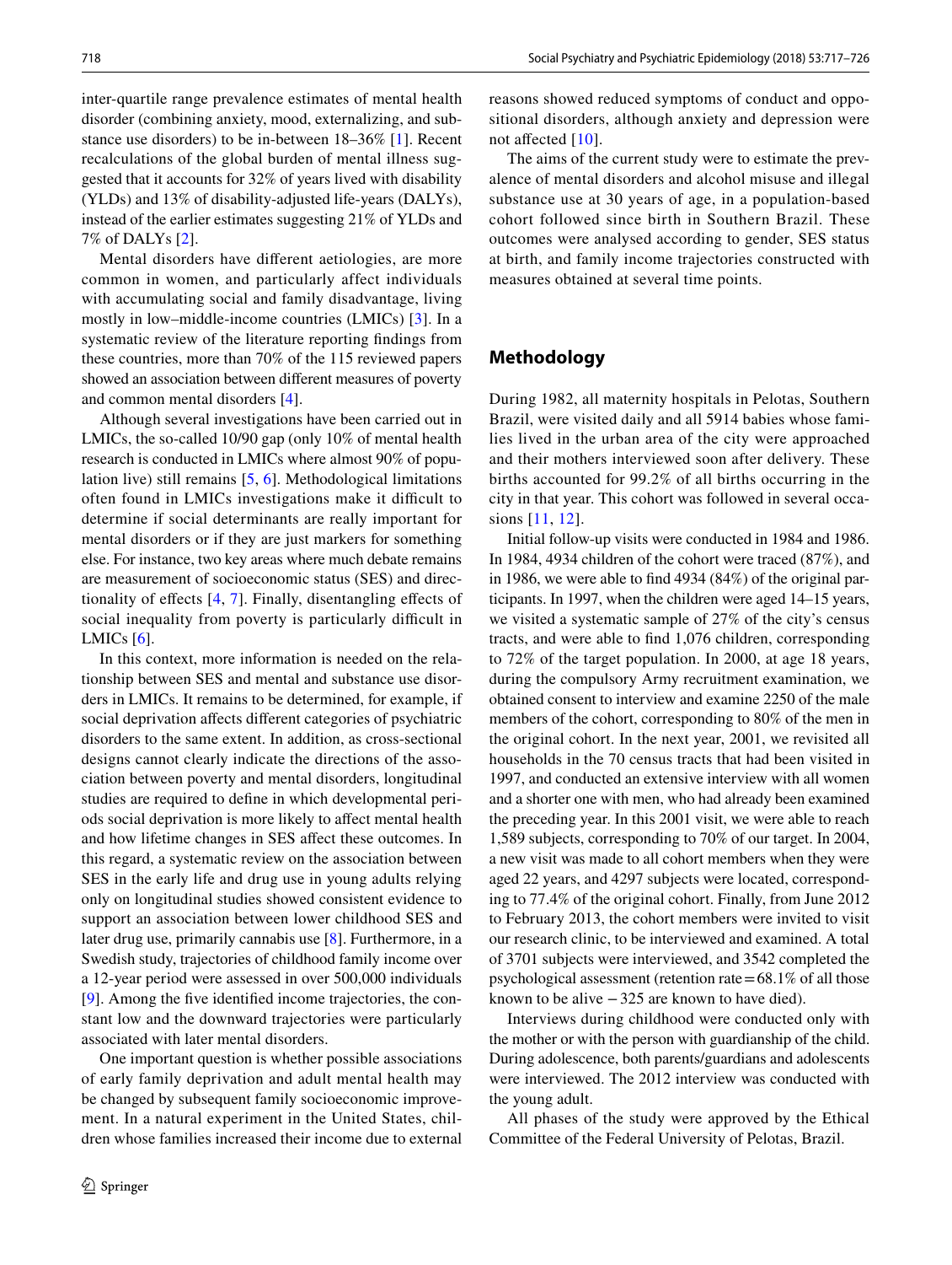inter-quartile range prevalence estimates of mental health disorder (combining anxiety, mood, externalizing, and substance use disorders) to be in-between 18–36% [1]. Recent recalculations of the global burden of mental illness suggested that it accounts for 32% of years lived with disability (YLDs) and 13% of disability-adjusted life-years (DALYs), instead of the earlier estimates suggesting 21% of YLDs and 7% of DALYs [2].

Mental disorders have different aetiologies, are more common in women, and particularly affect individuals with accumulating social and family disadvantage, living mostly in low–middle-income countries (LMICs) [3]. In a systematic review of the literature reporting findings from these countries, more than 70% of the 115 reviewed papers showed an association between different measures of poverty and common mental disorders [4].

Although several investigations have been carried out in LMICs, the so-called 10/90 gap (only 10% of mental health research is conducted in LMICs where almost 90% of population live) still remains [5, 6]. Methodological limitations often found in LMICs investigations make it difficult to determine if social determinants are really important for mental disorders or if they are just markers for something else. For instance, two key areas where much debate remains are measurement of socioeconomic status (SES) and directionality of effects [4, 7]. Finally, disentangling effects of social inequality from poverty is particularly difficult in LMICs [6].

In this context, more information is needed on the relationship between SES and mental and substance use disorders in LMICs. It remains to be determined, for example, if social deprivation affects different categories of psychiatric disorders to the same extent. In addition, as cross-sectional designs cannot clearly indicate the directions of the association between poverty and mental disorders, longitudinal studies are required to define in which developmental periods social deprivation is more likely to affect mental health and how lifetime changes in SES affect these outcomes. In this regard, a systematic review on the association between SES in the early life and drug use in young adults relying only on longitudinal studies showed consistent evidence to support an association between lower childhood SES and later drug use, primarily cannabis use [8]. Furthermore, in a Swedish study, trajectories of childhood family income over a 12-year period were assessed in over 500,000 individuals [9]. Among the five identified income trajectories, the constant low and the downward trajectories were particularly associated with later mental disorders.

One important question is whether possible associations of early family deprivation and adult mental health may be changed by subsequent family socioeconomic improvement. In a natural experiment in the United States, children whose families increased their income due to external reasons showed reduced symptoms of conduct and oppositional disorders, although anxiety and depression were not affected [10].

The aims of the current study were to estimate the prevalence of mental disorders and alcohol misuse and illegal substance use at 30 years of age, in a population-based cohort followed since birth in Southern Brazil. These outcomes were analysed according to gender, SES status at birth, and family income trajectories constructed with measures obtained at several time points.

## Methodology

During 1982, all maternity hospitals in Pelotas, Southern Brazil, were visited daily and all 5914 babies whose families lived in the urban area of the city were approached and their mothers interviewed soon after delivery. These births accounted for 99.2% of all births occurring in the city in that year. This cohort was followed in several occasions [11, 12].

Initial follow-up visits were conducted in 1984 and 1986. In 1984, 4934 children of the cohort were traced (87%), and in 1986, we were able to find 4934 (84%) of the original participants. In 1997, when the children were aged 14–15 years, we visited a systematic sample of 27% of the city's census tracts, and were able to find 1,076 children, corresponding to 72% of the target population. In 2000, at age 18 years, during the compulsory Army recruitment examination, we obtained consent to interview and examine 2250 of the male members of the cohort, corresponding to 80% of the men in the original cohort. The next year, 2001, we revisited all households in the 70 census tracts that had been visited in 1997, and conducted an extensive interview with all women and a shorter one with men, who had already been examined the preceding year. In this 2001 visit, we were able to reach 1,589 subjects, corresponding to 70% of our target. In 2004, a new visit was made to all cohort members when they were aged 22 years, and 4297 subjects were located, corresponding to 77.4% of the original cohort. Finally, from June 2012 to February 2013, the cohort members were invited to visit our research clinic, to be interviewed and examined. A total of 3701 subjects were interviewed, and 3542 completed the psychological assessment (retention rate = 68.1% of all those known to be alive − 325 are known to have died).

Interviews during childhood were conducted only with the mother or with the person with guardianship of the child. During adolescence, both parents/guardians and adolescents were interviewed. The 2012 interview was conducted with the young adult.

All phases of the study were approved by the Ethical Committee of the Federal University of Pelotas, Brazil.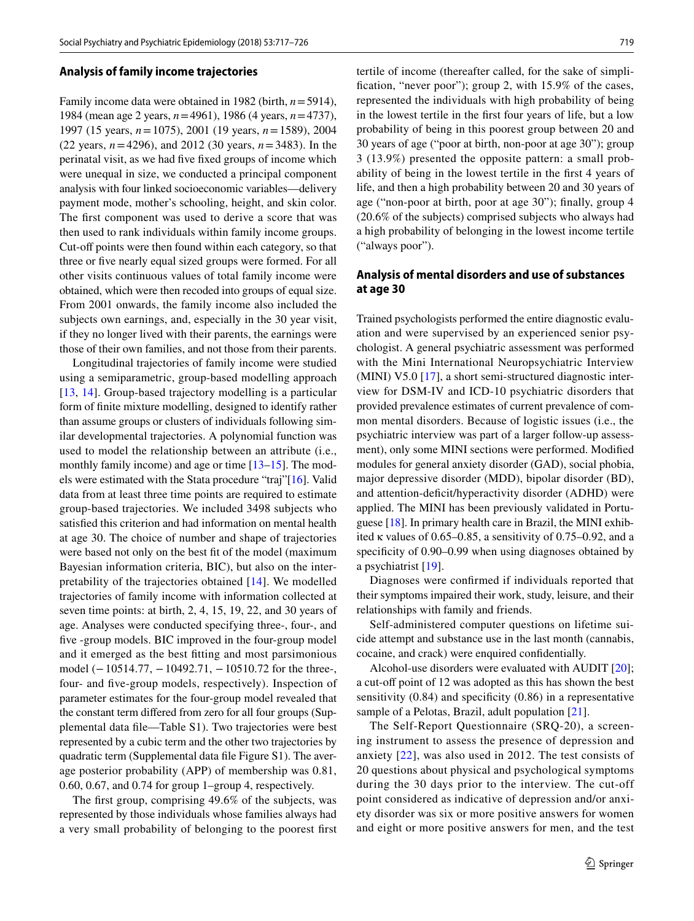### Analysis of family income trajectories

Family income data were obtained in 1982 (birth, $n = 5914$), 1984 (mean age 2 years, $n = 4961$), 1986 (4 years, $n = 4737$), 1997 (15 years, $n = 1075$), 2001 (19 years, $n = 1589$), 2004 (22 years, $n = 4296$), and 2012 (30 years, $n = 3483$). In the perinatal visit, as we had five fixed groups of income which were unequal in size, we conducted a principal component analysis with four linked socioeconomic variables—delivery payment mode, mother's schooling, height, and skin color. The first component was used to derive a score that was then used to rank individuals within family income groups. Cut-off points were then found within each category, so that three or five nearly equal sized groups were formed. For all other visits continuous values of total family income were obtained, which were then recoded into groups of equal size. From 2001 onwards, the family income also included the subjects own earnings, and, especially in the 30 year visit, if they no longer lived with their parents, the earnings were those of their own families, and not those from their parents.

Longitudinal trajectories of family income were studied using a semiparametric, group-based modelling approach [13, 14]. Group-based trajectory modelling is a particular form of finite mixture modelling, designed to identify rather than assume groups or clusters of individuals following similar developmental trajectories. A polynomial function was used to model the relationship between an attribute (i.e., monthly family income) and age or time [13–15]. The models were estimated with the Stata procedure "traj"[16]. Valid data from at least three time points are required to estimate group-based trajectories. We included 3498 subjects who satisfied this criterion and had information on mental health at age 30. The choice of number and shape of trajectories were based not only on the best fit of the model (maximum Bayesian information criteria, BIC), but also on the interpretability of the trajectories obtained [14]. We modelled trajectories of family income with information collected at seven time points: at birth, 2, 4, 15, 19, 22, and 30 years of age. Analyses were conducted specifying three-, four-, and five -group models. BIC improved in the four-group model and it emerged as the best fitting and most parsimonious model (− 10514.77, − 10492.71, − 10510.72 for the three-, four- and five-group models, respectively). Inspection of parameter estimates for the four-group model revealed that the constant term differed from zero for all four groups (Supplemental data file—Table S1). Two trajectories were best represented by a cubic term and the other two trajectories by quadratic term (Supplemental data file Figure S1). The average posterior probability (APP) of membership was 0.81, 0.60, 0.67, and 0.74 for group 1–group 4, respectively.

The first group, comprising 49.6% of the subjects, was represented by those individuals whose families always had a very small probability of belonging to the poorest first tertile of income (thereafter called, for the sake of simplification, "never poor"); group 2, with 15.9% of the cases, represented the individuals with high probability of being in the lowest tertile in the first four years of life, but a low probability of being in this poorest group between 20 and 30 years of age ("poor at birth, non-poor at age 30"); group 3 (13.9%) presented the opposite pattern: a small probability of being in the lowest tertile in the first 4 years of life, and then a high probability between 20 and 30 years of age ("non-poor at birth, poor at age 30"); finally, group 4 (20.6% of the subjects) comprised subjects who always had a high probability of belonging in the lowest income tertile ("always poor").

### Analysis of mental disorders and use of substances at age 30

Trained psychologists performed the entire diagnostic evaluation and were supervised by an experienced senior psychologist. A general psychiatric assessment was performed with the Mini International Neuropsychiatric Interview (MINI) V5.0 [17], a short semi-structured diagnostic interview for DSM-IV and ICD-10 psychiatric disorders that provided prevalence estimates of current prevalence of common mental disorders. Because of logistic issues (i.e., the psychiatric interview was part of a larger follow-up assessment), only some MINI sections were performed. Modified modules for general anxiety disorder (GAD), social phobia, major depressive disorder (MDD), bipolar disorder (BD), and attention-deficit/hyperactivity disorder (ADHD) were applied. The MINI has been previously validated in Portuguese [18]. In primary health care in Brazil, the MINI exhibited $\kappa$ values of 0.65–0.85, a sensitivity of 0.75–0.92, and a specificity of 0.90–0.99 when using diagnoses obtained by a psychiatrist [19].

Diagnoses were confirmed if individuals reported that their symptoms impaired their work, study, leisure, and their relationships with family and friends.

Self-administered computer questions on lifetime suicide attempt and substance use in the last month (cannabis, cocaine, and crack) were enquired confidentially.

Alcohol-use disorders were evaluated with AUDIT [20]; a cut-off point of 12 was adopted as this has shown the best sensitivity (0.84) and specificity (0.86) in a representative sample of a Pelotas, Brazil, adult population [21].

The Self-Report Questionnaire (SRQ-20), a screening instrument to assess the presence of depression and anxiety [22], was also used in 2012. The test consists of 20 questions about physical and psychological symptoms during the 30 days prior to the interview. The cut-off point considered as indicative of depression and/or anxiety disorder was six or more positive answers for women and eight or more positive answers for men, and the test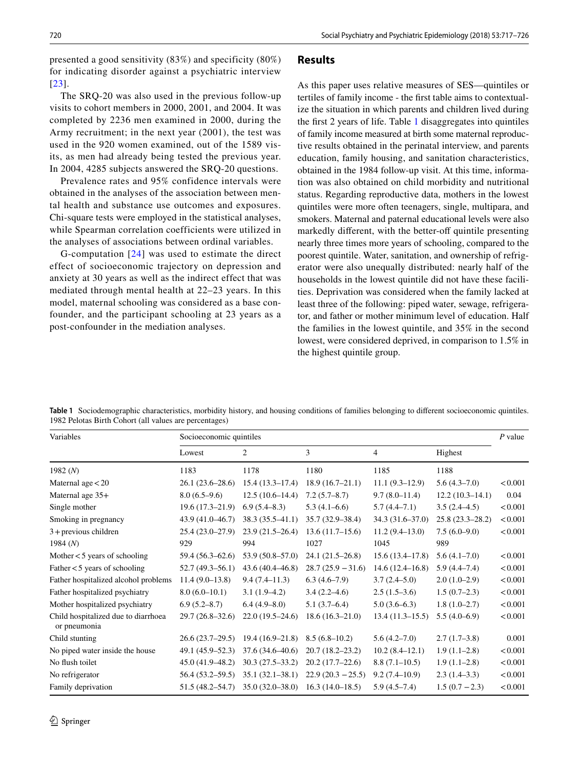presented a good sensitivity (83%) and specificity (80%) for indicating disorder against a psychiatric interview [23].

The SRQ-20 was also used in the previous follow-up visits to cohort members in 2000, 2001, and 2004. It was completed by 2236 men examined in 2000, during the Army recruitment; in the next year (2001), the test was used in the 920 women examined, out of the 1589 visits, as men had already being tested the previous year. In 2004, 4285 subjects answered the SRQ-20 questions.

Prevalence rates and 95% confidence intervals were obtained in the analyses of the association between mental health and substance use outcomes and exposures. Chi-square tests were employed in the statistical analyses, while Spearman correlation coefficients were utilized in the analyses of associations between ordinal variables.

G-computation [24] was used to estimate the direct effect of socioeconomic trajectory on depression and anxiety at 30 years as well as the indirect effect that was mediated through mental health at 22–23 years. In this model, maternal schooling was considered as a base confounder, and the participant schooling at 23 years as a post-confounder in the mediation analyses.

## Results

As this paper uses relative measures of SES—quintiles or tertiles of family income - the first table aims to contextualize the situation in which parents and children lived during the first 2 years of life. Table 1 disaggregates into quintiles of family income measured at birth some maternal reproductive results obtained in the perinatal interview, and parents education, family housing, and sanitation characteristics, obtained in the 1984 follow-up visit. At this time, information was also obtained on child morbidity and nutritional status. Regarding reproductive data, mothers in the lowest quintiles were more often teenagers, single, multipara, and smokers. Maternal and paternal educational levels were also markedly different, with the better-off quintile presenting nearly three times more years of schooling, compared to the poorest quintile. Water, sanitation, and ownership of refrigerator were also unequally distributed: nearly half of the households in the lowest quintile did not have these facilities. Deprivation was considered when the family lacked at least three of the following: piped water, sewage, refrigerator, and father or mother minimum level of education. Half the families in the lowest quintile, and 35% in the second lowest, were considered deprived, in comparison to 1.5% in the highest quintile group.

**Table 1** Sociodemographic characteristics, morbidity history, and housing conditions of families belonging to different socioeconomic quintiles. 1982 Pelotas Birth Cohort (all values are percentages)

| Variables | Socioeconomic quintiles | | | | | P value |
|---|---|---|---|---|---|---|
| | Lowest | 2 | 3 | 4 | Highest | |
| 1982 (*N*) | 1183 | 1178 | 1180 | 1185 | 1188 | |
| Maternal age < 20 | 26.1 (23.6–28.6) | 15.4 (13.3–17.4) | 18.9 (16.7–21.1) | 11.1 (9.3–12.9) | 5.6 (4.3–7.0) | < 0.001 |
| Maternal age 35+ | 8.0 (6.5–9.6) | 12.5 (10.6–14.4) | 7.2 (5.7–8.7) | 9.7 (8.0–11.4) | 12.2 (10.3–14.1) | 0.04 |
| Single mother | 19.6 (17.3–21.9) | 6.9 (5.4–8.3) | 5.3 (4.1–6.6) | 5.7 (4.4–7.1) | 3.5 (2.4–4.5) | < 0.001 |
| Smoking in pregnancy | 43.9 (41.0–46.7) | 38.3 (35.5–41.1) | 35.7 (32.9–38.4) | 34.3 (31.6–37.0) | 25.8 (23.3–28.2) | < 0.001 |
| 3 + previous children | 25.4 (23.0–27.9) | 23.9 (21.5–26.4) | 13.6 (11.7–15.6) | 11.2 (9.4–13.0) | 7.5 (6.0–9.0) | < 0.001 |
| 1984 (*N*) | 929 | 994 | 1027 | 1045 | 989 | |
| Mother < 5 years of schooling | 59.4 (56.3–62.6) | 53.9 (50.8–57.0) | 24.1 (21.5–26.8) | 15.6 (13.4–17.8) | 5.6 (4.1–7.0) | < 0.001 |
| Father < 5 years of schooling | 52.7 (49.3–56.1) | 43.6 (40.4–46.8) | 28.7 (25.9 − 31.6) | 14.6 (12.4–16.8) | 5.9 (4.4–7.4) | < 0.001 |
| Father hospitalized alcohol problems | 11.4 (9.0–13.8) | 9.4 (7.4–11.3) | 6.3 (4.6–7.9) | 3.7 (2.4–5.0) | 2.0 (1.0–2.9) | < 0.001 |
| Father hospitalized psychiatry | 8.0 (6.0–10.1) | 3.1 (1.9–4.2) | 3.4 (2.2–4.6) | 2.5 (1.5–3.6) | 1.5 (0.7–2.3) | < 0.001 |
| Mother hospitalized psychiatry | 6.9 (5.2–8.7) | 6.4 (4.9–8.0) | 5.1 (3.7–6.4) | 5.0 (3.6–6.3) | 1.8 (1.0–2.7) | < 0.001 |
| Child hospitalized due to diarrhoea or pneumonia | 29.7 (26.8–32.6) | 22.0 (19.5–24.6) | 18.6 (16.3–21.0) | 13.4 (11.3–15.5) | 5.5 (4.0–6.9) | < 0.001 |
| Child stunting | 26.6 (23.7–29.5) | 19.4 (16.9–21.8) | 8.5 (6.8–10.2) | 5.6 (4.2–7.0) | 2.7 (1.7–3.8) | 0.001 |
| No piped water inside the house | 49.1 (45.9–52.3) | 37.6 (34.6–40.6) | 20.7 (18.2–23.2) | 10.2 (8.4–12.1) | 1.9 (1.1–2.8) | < 0.001 |
| No flush toilet | 45.0 (41.9–48.2) | 30.3 (27.5–33.2) | 20.2 (17.7–22.6) | 8.8 (7.1–10.5) | 1.9 (1.1–2.8) | < 0.001 |
| No refrigerator | 56.4 (53.2–59.5) | 35.1 (32.1–38.1) | 22.9 (20.3 − 25.5) | 9.2 (7.4–10.9) | 2.3 (1.4–3.3) | < 0.001 |
| Family deprivation | 51.5 (48.2–54.7) | 35.0 (32.0–38.0) | 16.3 (14.0–18.5) | 5.9 (4.5–7.4) | 1.5 (0.7 − 2.3) | < 0.001 |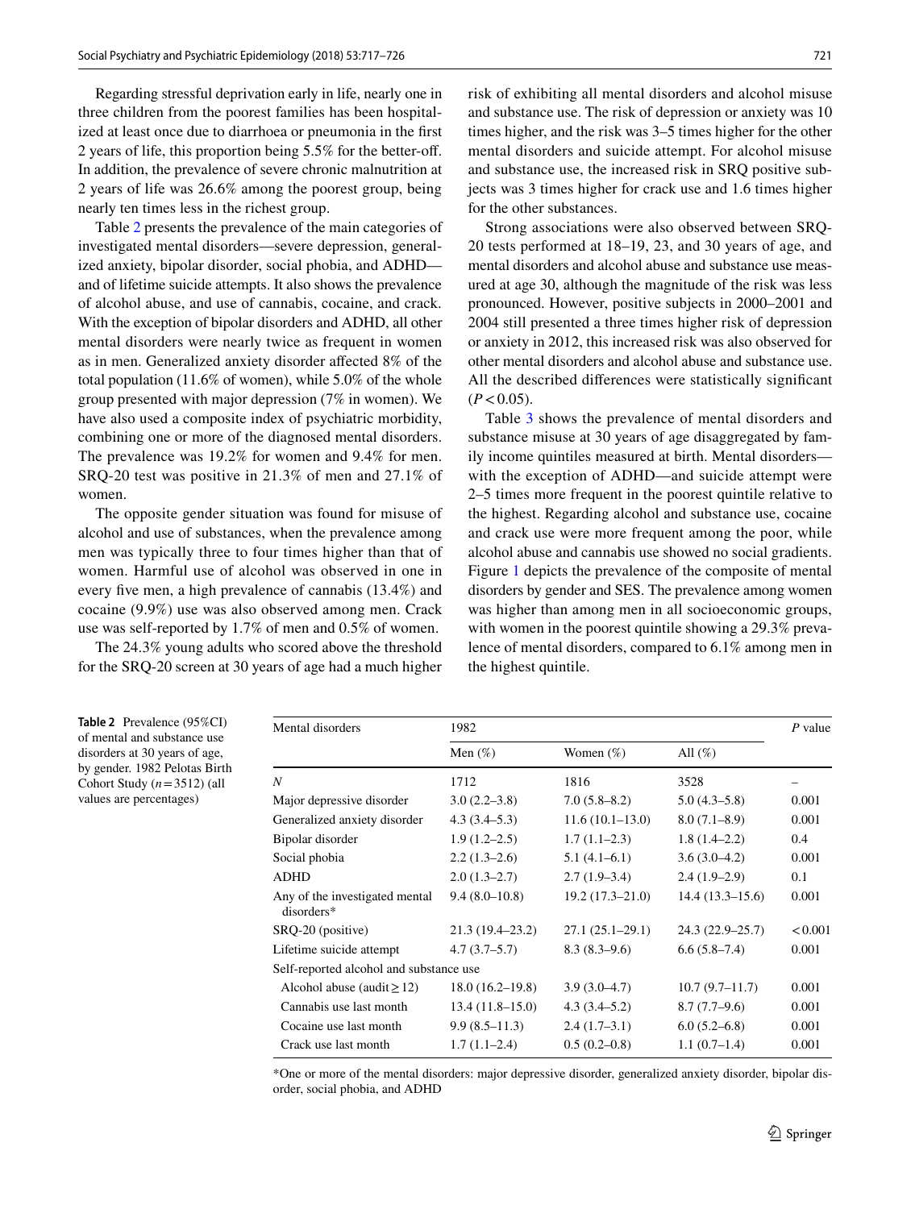Regarding stressful deprivation early in life, nearly one in three children from the poorest families has been hospitalized at least once due to diarrhoea or pneumonia in the first 2 years of life, this proportion being 5.5% for the better-off. In addition, the prevalence of severe chronic malnutrition at 2 years of life was 26.6% among the poorest group, being nearly ten times less in the richest group.

Table 2 presents the prevalence of the main categories of investigated mental disorders—severe depression, generalized anxiety, bipolar disorder, social phobia, and ADHD—and of lifetime suicide attempts. It also shows the prevalence of alcohol abuse, and use of cannabis, cocaine, and crack. With the exception of bipolar disorders and ADHD, all other mental disorders were nearly twice as frequent in women as in men. Generalized anxiety disorder affected 8% of the total population (11.6% of women), while 5.0% of the whole group presented with major depression (7% in women). We have also used a composite index of psychiatric morbidity, combining one or more of the diagnosed mental disorders. The prevalence was 19.2% for women and 9.4% for men. SRQ-20 test was positive in 21.3% of men and 27.1% of women.

The opposite gender situation was found for misuse of alcohol and use of substances, when the prevalence among men was typically three to four times higher than that of women. Harmful use of alcohol was observed in one in every five men, a high prevalence of cannabis (13.4%) and cocaine (9.9%) use was also observed among men. Crack use was self-reported by 1.7% of men and 0.5% of women.

The 24.3% young adults who scored above the threshold for the SRQ-20 screen at 30 years of age had a much higher risk of exhibiting all mental disorders and alcohol misuse and substance use. The risk of depression or anxiety was 10 times higher, and the risk was 3–5 times higher for the other mental disorders and suicide attempt. For alcohol misuse and substance use, the increased risk in SRQ positive subjects was 3 times higher for crack use and 1.6 times higher for the other substances.

Strong associations were also observed between SRQ-20 tests performed at 18–19, 23, and 30 years of age, and mental disorders and alcohol abuse and substance use measured at age 30, although the magnitude of the risk was less pronounced. However, positive subjects in 2000–2001 and 2004 still presented a three times higher risk of depression or anxiety in 2012, this increased risk was also observed for other mental disorders and alcohol abuse and substance use. All the described differences were statistically significant ($P < 0.05$).

Table 3 shows the prevalence of mental disorders and substance misuse at 30 years of age disaggregated by family income quintiles measured at birth. Mental disorders—with the exception of ADHD—and suicide attempt were 2–5 times more frequent in the poorest quintile relative to the highest. Regarding alcohol and substance use, cocaine and crack use were more frequent among the poor, while alcohol abuse and cannabis use showed no social gradients. Figure 1 depicts the prevalence of the composite of mental disorders by gender and SES. The prevalence among women was higher than among men in all socioeconomic groups, with women in the poorest quintile showing a 29.3% prevalence of mental disorders, compared to 6.1% among men in the highest quintile.

**Table 2** Prevalence (95%CI) of mental and substance use disorders at 30 years of age, by gender. 1982 Pelotas Birth Cohort Study ($n = 3512$) (all values are percentages)

| Mental disorders | 1982 | | | *P* value |
|---|---|---|---|---|
| | Men (%) | Women (%) | All (%) | |
| *N* | 1712 | 1816 | 3528 | – |
| Major depressive disorder | 3.0 (2.2–3.8) | 7.0 (5.8–8.2) | 5.0 (4.3–5.8) | 0.001 |
| Generalized anxiety disorder | 4.3 (3.4–5.3) | 11.6 (10.1–13.0) | 8.0 (7.1–8.9) | 0.001 |
| Bipolar disorder | 1.9 (1.2–2.5) | 1.7 (1.1–2.3) | 1.8 (1.4–2.2) | 0.4 |
| Social phobia | 2.2 (1.3–2.6) | 5.1 (4.1–6.1) | 3.6 (3.0–4.2) | 0.001 |
| ADHD | 2.0 (1.3–2.7) | 2.7 (1.9–3.4) | 2.4 (1.9–2.9) | 0.1 |
| Any of the investigated mental disorders* | 9.4 (8.0–10.8) | 19.2 (17.3–21.0) | 14.4 (13.3–15.6) | 0.001 |
| SRQ-20 (positive) | 21.3 (19.4–23.2) | 27.1 (25.1–29.1) | 24.3 (22.9–25.7) | <0.001 |
| Lifetime suicide attempt | 4.7 (3.7–5.7) | 8.3 (8.3–9.6) | 6.6 (5.8–7.4) | 0.001 |
| Self-reported alcohol and substance use | | | | |
| Alcohol abuse (audit ≥ 12) | 18.0 (16.2–19.8) | 3.9 (3.0–4.7) | 10.7 (9.7–11.7) | 0.001 |
| Cannabis use last month | 13.4 (11.8–15.0) | 4.3 (3.4–5.2) | 8.7 (7.7–9.6) | 0.001 |
| Cocaine use last month | 9.9 (8.5–11.3) | 2.4 (1.7–3.1) | 6.0 (5.2–6.8) | 0.001 |
| Crack use last month | 1.7 (1.1–2.4) | 0.5 (0.2–0.8) | 1.1 (0.7–1.4) | 0.001 |

*One or more of the mental disorders: major depressive disorder, generalized anxiety disorder, bipolar disorder, social phobia, and ADHD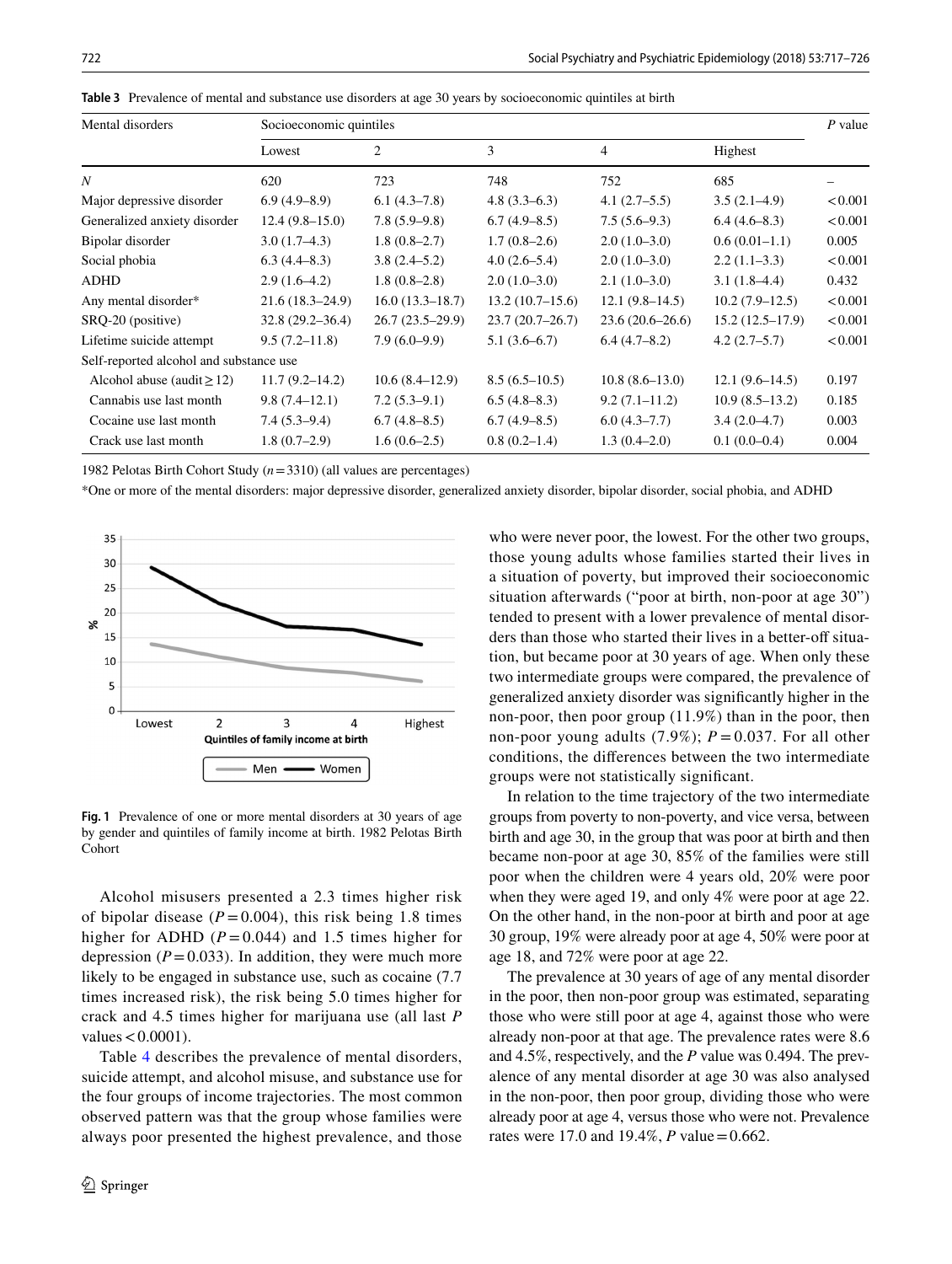**Table 3** Prevalence of mental and substance use disorders at age 30 years by socioeconomic quintiles at birth

| Mental disorders | Socioeconomic quintiles | | | | | *P* value |
|---|---|---|---|---|---|---|
| | Lowest | 2 | 3 | 4 | Highest | |
| *N* | 620 | 723 | 748 | 752 | 685 | – |
| Major depressive disorder | 6.9 (4.9–8.9) | 6.1 (4.3–7.8) | 4.8 (3.3–6.3) | 4.1 (2.7–5.5) | 3.5 (2.1–4.9) | < 0.001 |
| Generalized anxiety disorder | 12.4 (9.8–15.0) | 7.8 (5.9–9.8) | 6.7 (4.9–8.5) | 7.5 (5.6–9.3) | 6.4 (4.6–8.3) | < 0.001 |
| Bipolar disorder | 3.0 (1.7–4.3) | 1.8 (0.8–2.7) | 1.7 (0.8–2.6) | 2.0 (1.0–3.0) | 0.6 (0.01–1.1) | 0.005 |
| Social phobia | 6.3 (4.4–8.3) | 3.8 (2.4–5.2) | 4.0 (2.6–5.4) | 2.0 (1.0–3.0) | 2.2 (1.1–3.3) | < 0.001 |
| ADHD | 2.9 (1.6–4.2) | 1.8 (0.8–2.8) | 2.0 (1.0–3.0) | 2.1 (1.0–3.0) | 3.1 (1.8–4.4) | 0.432 |
| Any mental disorder* | 21.6 (18.3–24.9) | 16.0 (13.3–18.7) | 13.2 (10.7–15.6) | 12.1 (9.8–14.5) | 10.2 (7.9–12.5) | < 0.001 |
| SRQ-20 (positive) | 32.8 (29.2–36.4) | 26.7 (23.5–29.9) | 23.7 (20.7–26.7) | 23.6 (20.6–26.6) | 15.2 (12.5–17.9) | < 0.001 |
| Lifetime suicide attempt | 9.5 (7.2–11.8) | 7.9 (6.0–9.9) | 5.1 (3.6–6.7) | 6.4 (4.7–8.2) | 4.2 (2.7–5.7) | < 0.001 |
| Self-reported alcohol and substance use | | | | | | |
| Alcohol abuse (audit ≥ 12) | 11.7 (9.2–14.2) | 10.6 (8.4–12.9) | 8.5 (6.5–10.5) | 10.8 (8.6–13.0) | 12.1 (9.6–14.5) | 0.197 |
| Cannabis use last month | 9.8 (7.4–12.1) | 7.2 (5.3–9.1) | 6.5 (4.8–8.3) | 9.2 (7.1–11.2) | 10.9 (8.5–13.2) | 0.185 |
| Cocaine use last month | 7.4 (5.3–9.4) | 6.7 (4.8–8.5) | 6.7 (4.9–8.5) | 6.0 (4.3–7.7) | 3.4 (2.0–4.7) | 0.003 |
| Crack use last month | 1.8 (0.7–2.9) | 1.6 (0.6–2.5) | 0.8 (0.2–1.4) | 1.3 (0.4–2.0) | 0.1 (0.0–0.4) | 0.004 |

1982 Pelotas Birth Cohort Study ($n = 3310$) (all values are percentages)

*One or more of the mental disorders: major depressive disorder, generalized anxiety disorder, bipolar disorder, social phobia, and ADHD

**Fig. 1** Prevalence of one or more mental disorders at 30 years of age by gender and quintiles of family income at birth. 1982 Pelotas Birth Cohort

Alcohol misusers presented a 2.3 times higher risk of bipolar disease ($P = 0.004$), this risk being 1.8 times higher for ADHD ($P = 0.044$) and 1.5 times higher for depression ($P = 0.033$). In addition, they were much more likely to be engaged in substance use, such as cocaine (7.7 times increased risk), the risk being 5.0 times higher for crack and 4.5 times higher for marijuana use (all last *P* values < 0.0001).

Table 4 describes the prevalence of mental disorders, suicide attempt, and alcohol misuse, and substance use for the four groups of income trajectories. The most common observed pattern was that the group whose families were always poor presented the highest prevalence, and those who were never poor, the lowest. For the other two groups, those young adults whose families started their lives in a situation of poverty, but improved their socioeconomic situation afterwards ("poor at birth, non-poor at age 30") tended to present with a lower prevalence of mental disorders than those who started their lives in a better-off situation, but became poor at 30 years of age. When only these two intermediate groups were compared, the prevalence of generalized anxiety disorder was significantly higher in the non-poor, then poor group (11.9%) than in the poor, then non-poor young adults (7.9%); $P = 0.037$. For all other conditions, the differences between the two intermediate groups were not statistically significant.

In relation to the time trajectory of the two intermediate groups from poverty to non-poverty, and vice versa, between birth and age 30, in the group that was poor at birth and then became non-poor at age 30, 85% of the families were still poor when the children were 4 years old, 20% were poor when they were aged 19, and only 4% were poor at age 22. On the other hand, in the non-poor at birth and poor at age 30 group, 19% were already poor at age 4, 50% were poor at age 18, and 72% were poor at age 22.

The prevalence at 30 years of age of any mental disorder in the poor, then non-poor group was estimated, separating those who were still poor at age 4, against those who were already non-poor at that age. The prevalence rates were 8.6 and 4.5%, respectively, and the *P* value was 0.494. The prevalence of any mental disorder at age 30 was also analysed in the non-poor, then poor group, dividing those who were already poor at age 4, versus those who were not. Prevalence rates were 17.0 and 19.4%, *P* value = 0.662.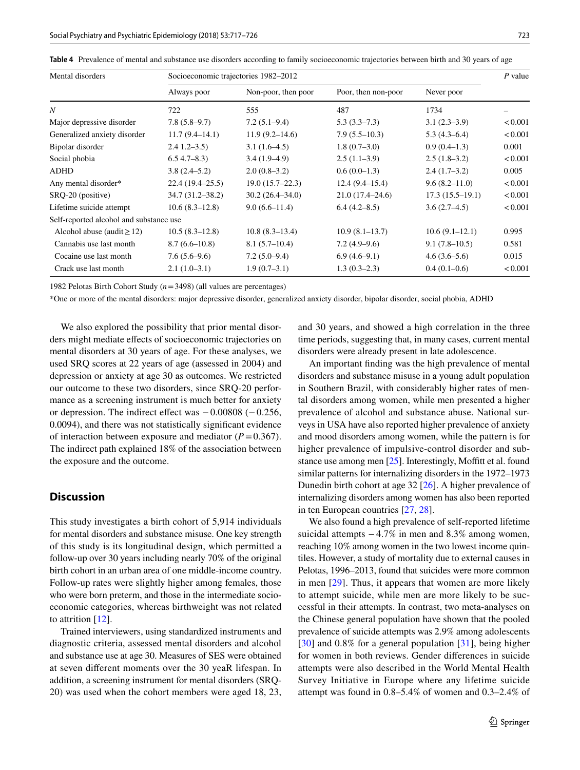**Table 4** Prevalence of mental and substance use disorders according to family socioeconomic trajectories between birth and 30 years of age

| Mental disorders | Socioeconomic trajectories 1982–2012 | | | | P value |
|---|---|---|---|---|---|
| | Always poor | Non-poor, then poor | Poor, then non-poor | Never poor | |
| N | 722 | 555 | 487 | 1734 | – |
| Major depressive disorder | 7.8 (5.8–9.7) | 7.2 (5.1–9.4) | 5.3 (3.3–7.3) | 3.1 (2.3–3.9) | < 0.001 |
| Generalized anxiety disorder | 11.7 (9.4–14.1) | 11.9 (9.2–14.6) | 7.9 (5.5–10.3) | 5.3 (4.3–6.4) | < 0.001 |
| Bipolar disorder | 2.4 1.2–3.5) | 3.1 (1.6–4.5) | 1.8 (0.7–3.0) | 0.9 (0.4–1.3) | 0.001 |
| Social phobia | 6.5 4.7–8.3) | 3.4 (1.9–4.9) | 2.5 (1.1–3.9) | 2.5 (1.8–3.2) | < 0.001 |
| ADHD | 3.8 (2.4–5.2) | 2.0 (0.8–3.2) | 0.6 (0.0–1.3) | 2.4 (1.7–3.2) | 0.005 |
| Any mental disorder* | 22.4 (19.4–25.5) | 19.0 (15.7–22.3) | 12.4 (9.4–15.4) | 9.6 (8.2–11.0) | < 0.001 |
| SRQ-20 (positive) | 34.7 (31.2–38.2) | 30.2 (26.4–34.0) | 21.0 (17.4–24.6) | 17.3 (15.5–19.1) | < 0.001 |
| Lifetime suicide attempt | 10.6 (8.3–12.8) | 9.0 (6.6–11.4) | 6.4 (4.2–8.5) | 3.6 (2.7–4.5) | < 0.001 |
| Self-reported alcohol and substance use | | | | | |
| Alcohol abuse (audit ≥ 12) | 10.5 (8.3–12.8) | 10.8 (8.3–13.4) | 10.9 (8.1–13.7) | 10.6 (9.1–12.1) | 0.995 |
| Cannabis use last month | 8.7 (6.6–10.8) | 8.1 (5.7–10.4) | 7.2 (4.9–9.6) | 9.1 (7.8–10.5) | 0.581 |
| Cocaine use last month | 7.6 (5.6–9.6) | 7.2 (5.0–9.4) | 6.9 (4.6–9.1) | 4.6 (3.6–5.6) | 0.015 |
| Crack use last month | 2.1 (1.0–3.1) | 1.9 (0.7–3.1) | 1.3 (0.3–2.3) | 0.4 (0.1–0.6) | < 0.001 |

1982 Pelotas Birth Cohort Study ($n = 3498$) (all values are percentages)

*One or more of the mental disorders: major depressive disorder, generalized anxiety disorder, bipolar disorder, social phobia, ADHD

We also explored the possibility that prior mental disorders might mediate effects of socioeconomic trajectories on mental disorders at 30 years of age. For these analyses, we used SRQ scores at 22 years of age (assessed in 2004) and depression or anxiety at age 30 as outcomes. We restricted our outcome to these two disorders, since SRQ-20 performance as a screening instrument is much better for anxiety or depression. The indirect effect was −0.00808 (−0.256, 0.0094), and there was not statistically significant evidence of interaction between exposure and mediator ($P = 0.367$). The indirect path explained 18% of the association between the exposure and the outcome.

## Discussion

This study investigates a birth cohort of 5,914 individuals for mental disorders and substance misuse. One key strength of this study is its longitudinal design, which permitted a follow-up over 30 years including nearly 70% of the original birth cohort in an urban area of one middle-income country. Follow-up rates were slightly higher among females, those who were born preterm, and those in the intermediate socioeconomic categories, whereas birthweight was not related to attrition [12].

Trained interviewers, using standardized instruments and diagnostic criteria, assessed mental disorders and alcohol and substance use at age 30. Measures of SES were obtained at seven different moments over the 30 yeaR lifespan. In addition, a screening instrument for mental disorders (SRQ-20) was used when the cohort members were aged 18, 23, and 30 years, and showed a high correlation in the three time periods, suggesting that, in many cases, current mental disorders were already present in late adolescence.

An important finding was the high prevalence of mental disorders and substance misuse in a young adult population in Southern Brazil, with considerably higher rates of mental disorders among women, while men presented a higher prevalence of alcohol and substance abuse. National surveys in USA have also reported higher prevalence of anxiety and mood disorders among women, while the pattern is for higher prevalence of impulsive-control disorder and substance use among men [25]. Interestingly, Moffitt et al. found similar patterns for internalizing disorders in the 1972–1973 Dunedin birth cohort at age 32 [26]. A higher prevalence of internalizing disorders among women has also been reported in ten European countries [27, 28].

We also found a high prevalence of self-reported lifetime suicidal attempts −4.7% in men and 8.3% among women, reaching 10% among women in the two lowest income quintiles. However, a study of mortality due to external causes in Pelotas, 1996–2013, found that suicides were more common in men [29]. Thus, it appears that women are more likely to attempt suicide, while men are more likely to be successful in their attempts. In contrast, two meta-analyses on the Chinese general population have shown that the pooled prevalence of suicide attempts was 2.9% among adolescents [30] and 0.8% for a general population [31], being higher for women in both reviews. Gender differences in suicide attempts were also described in the World Mental Health Survey Initiative in Europe where any lifetime suicide attempt was found in 0.8–5.4% of women and 0.3–2.4% of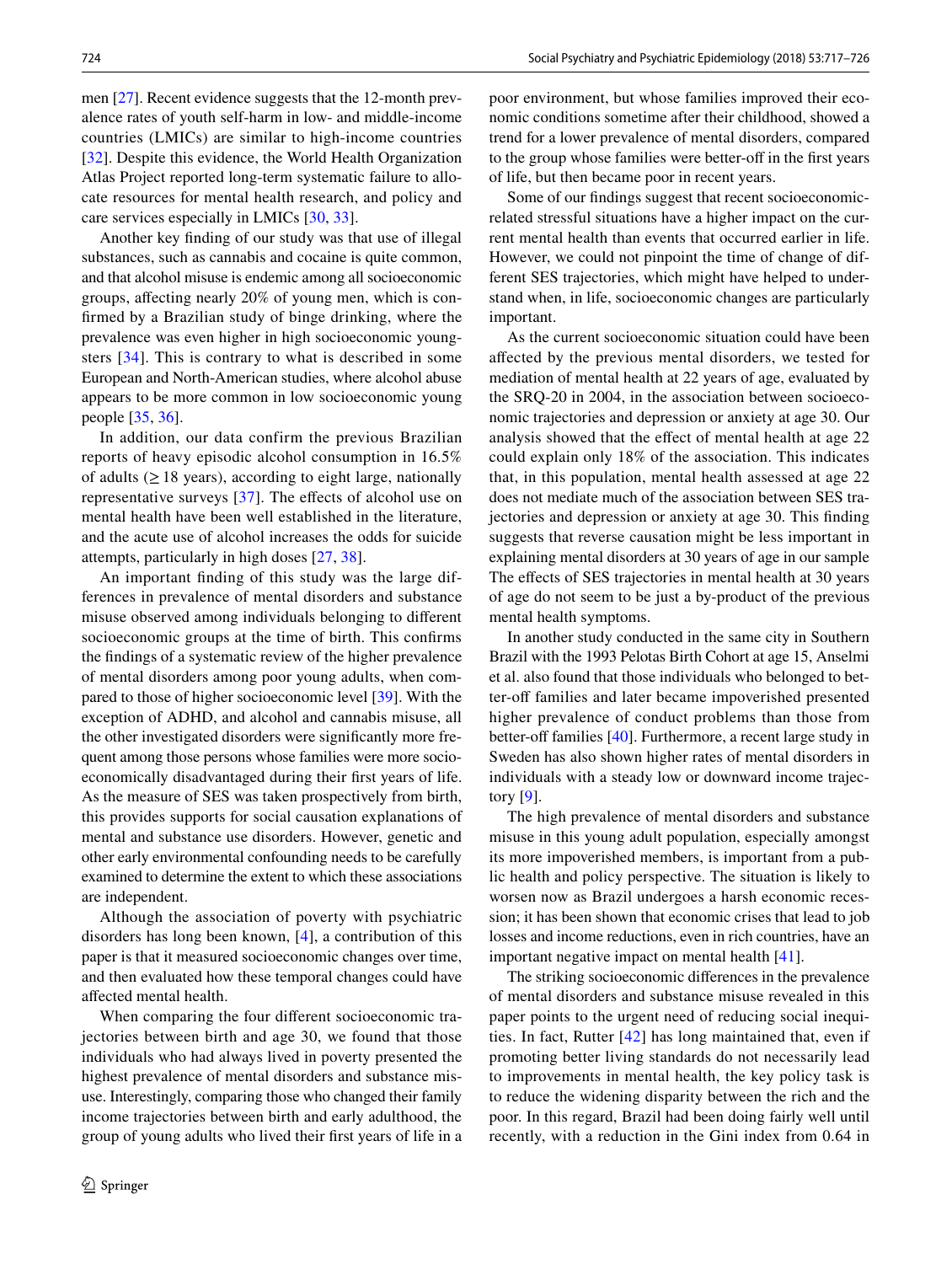men [27]. Recent evidence suggests that the 12-month prevalence rates of youth self-harm in low- and middle-income countries (LMICs) are similar to high-income countries [32]. Despite this evidence, the World Health Organization Atlas Project reported long-term systematic failure to allocate resources for mental health research, and policy and care services especially in LMICs [30, 33].

Another key finding of our study was that use of illegal substances, such as cannabis and cocaine is quite common, and that alcohol misuse is endemic among all socioeconomic groups, affecting nearly 20% of young men, which is confirmed by a Brazilian study of binge drinking, where the prevalence was even higher in high socioeconomic youngsters [34]. This is contrary to what is described in some European and North-American studies, where alcohol abuse appears to be more common in low socioeconomic young people [35, 36].

In addition, our data confirm the previous Brazilian reports of heavy episodic alcohol consumption in 16.5% of adults ($\geq 18$ years), according to eight large, nationally representative surveys [37]. The effects of alcohol use on mental health have been well established in the literature, and the acute use of alcohol increases the odds for suicide attempts, particularly in high doses [27, 38].

An important finding of this study was the large differences in prevalence of mental disorders and substance misuse observed among individuals belonging to different socioeconomic groups at the time of birth. This confirms the findings of a systematic review of the higher prevalence of mental disorders among poor young adults, when compared to those of higher socioeconomic level [39]. With the exception of ADHD, and alcohol and cannabis misuse, all the other investigated disorders were significantly more frequent among those persons whose families were more socioeconomically disadvantaged during their first years of life. As the measure of SES was taken prospectively from birth, this provides supports for social causation explanations of mental and substance use disorders. However, genetic and other early environmental confounding needs to be carefully examined to determine the extent to which these associations are independent.

Although the association of poverty with psychiatric disorders has long been known, [4], a contribution of this paper is that it measured socioeconomic changes over time, and then evaluated how these temporal changes could have affected mental health.

When comparing the four different socioeconomic trajectories between birth and age 30, we found that those individuals who had always lived in poverty presented the highest prevalence of mental disorders and substance misuse. Interestingly, comparing those who changed their family income trajectories between birth and early adulthood, the group of young adults who lived their first years of life in a poor environment, but whose families improved their economic conditions sometime after their childhood, showed a trend for a lower prevalence of mental disorders, compared to the group whose families were better-off in the first years of life, but then became poor in recent years.

Some of our findings suggest that recent socioeconomic-related stressful situations have a higher impact on the current mental health than events that occurred earlier in life. However, we could not pinpoint the time of change of different SES trajectories, which might have helped to understand when, in life, socioeconomic changes are particularly important.

As the current socioeconomic situation could have been affected by the previous mental disorders, we tested for mediation of mental health at 22 years of age, evaluated by the SRQ-20 in 2004, in the association between socioeconomic trajectories and depression or anxiety at age 30. Our analysis showed that the effect of mental health at age 22 could explain only 18% of the association. This indicates that, in this population, mental health assessed at age 22 does not mediate much of the association between SES trajectories and depression or anxiety at age 30. This finding suggests that reverse causation might be less important in explaining mental disorders at 30 years of age in our sample The effects of SES trajectories in mental health at 30 years of age do not seem to be just a by-product of the previous mental health symptoms.

In another study conducted in the same city in Southern Brazil with the 1993 Pelotas Birth Cohort at age 15, Anselmi et al. also found that those individuals who belonged to better-off families and later became impoverished presented higher prevalence of conduct problems than those from better-off families [40]. Furthermore, a recent large study in Sweden has also shown higher rates of mental disorders in individuals with a steady low or downward income trajectory [9].

The high prevalence of mental disorders and substance misuse in this young adult population, especially amongst its more impoverished members, is important from a public health and policy perspective. The situation is likely to worsen now as Brazil undergoes a harsh economic recession; it has been shown that economic crises that lead to job losses and income reductions, even in rich countries, have an important negative impact on mental health [41].

The striking socioeconomic differences in the prevalence of mental disorders and substance misuse revealed in this paper points to the urgent need of reducing social inequities. In fact, Rutter [42] has long maintained that, even if promoting better living standards do not necessarily lead to improvements in mental health, the key policy task is to reduce the widening disparity between the rich and the poor. In this regard, Brazil had been doing fairly well until recently, with a reduction in the Gini index from 0.64 in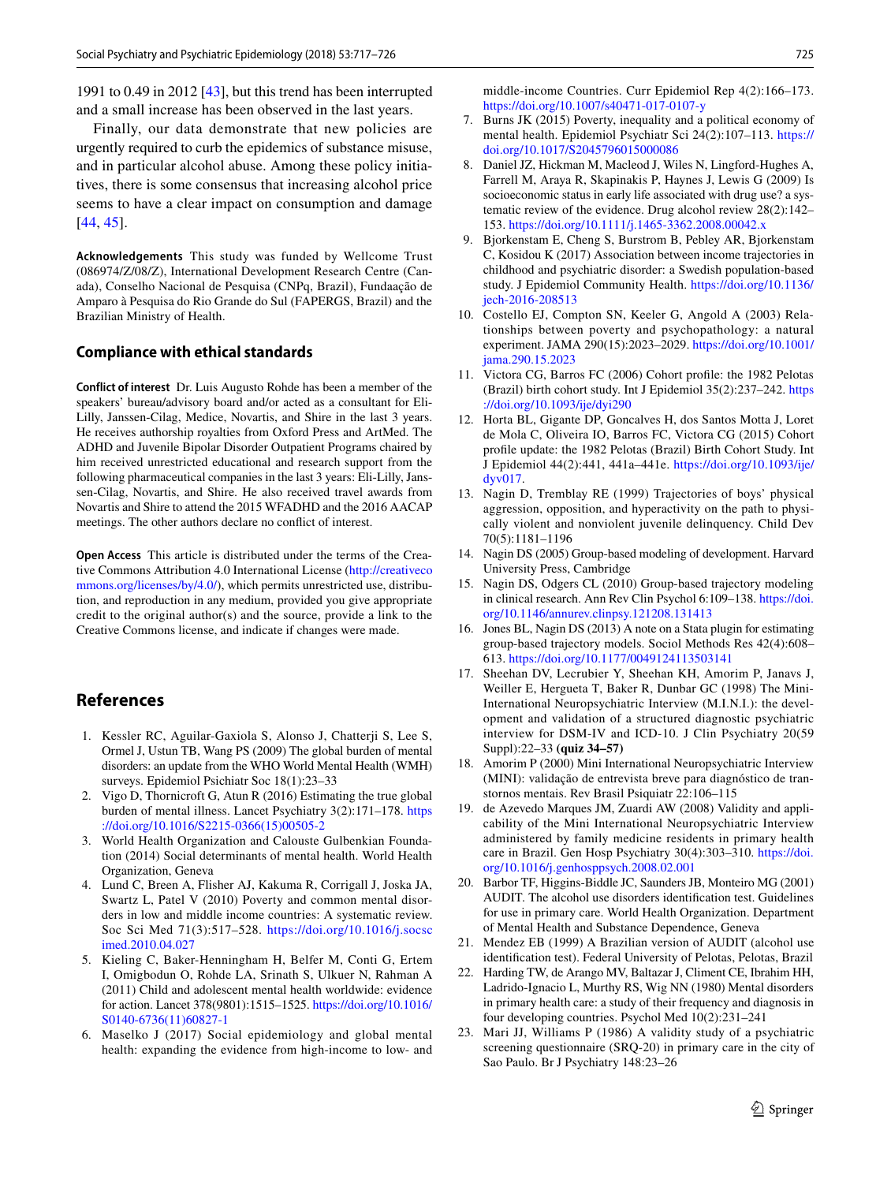1991 to 0.49 in 2012 [43], but this trend has been interrupted and a small increase has been observed in the last years.

Finally, our data demonstrate that new policies are urgently required to curb the epidemics of substance misuse, and in particular alcohol abuse. Among these policy initiatives, there is some consensus that increasing alcohol price seems to have a clear impact on consumption and damage [44, 45].

**Acknowledgements** This study was funded by Wellcome Trust (086974/Z/08/Z), International Development Research Centre (Canada), Conselho Nacional de Pesquisa (CNPq, Brazil), Fundaação de Amparo à Pesquisa do Rio Grande do Sul (FAPERGS, Brazil) and the Brazilian Ministry of Health.

## Compliance with ethical standards

**Conflict of interest** Dr. Luis Augusto Rohde has been a member of the speakers' bureau/advisory board and/or acted as a consultant for Eli-Lilly, Janssen-Cilag, Medice, Novartis, and Shire in the last 3 years. He receives authorship royalties from Oxford Press and ArtMed. The ADHD and Juvenile Bipolar Disorder Outpatient Programs chaired by him received unrestricted educational and research support from the following pharmaceutical companies in the last 3 years: Eli-Lilly, Janssen-Cilag, Novartis, and Shire. He also received travel awards from Novartis and Shire to attend the 2015 WFADHD and the 2016 AACAP meetings. The other authors declare no conflict of interest.

**Open Access** This article is distributed under the terms of the Creative Commons Attribution 4.0 International License (http://creativecommons.org/licenses/by/4.0/), which permits unrestricted use, distribution, and reproduction in any medium, provided you give appropriate credit to the original author(s) and the source, provide a link to the Creative Commons license, and indicate if changes were made.

## References

1. Kessler RC, Aguilar-Gaxiola S, Alonso J, Chatterji S, Lee S, Ormel J, Ustun TB, Wang PS (2009) The global burden of mental disorders: an update from the WHO World Mental Health (WMH) surveys. Epidemiol Psichiatr Soc 18(1):23–33
2. Vigo D, Thornicroft G, Atun R (2016) Estimating the true global burden of mental illness. Lancet Psychiatry 3(2):171–178. https://doi.org/10.1016/S2215-0366(15)00505-2
3. World Health Organization and Calouste Gulbenkian Foundation (2014) Social determinants of mental health. World Health Organization, Geneva
4. Lund C, Breen A, Flisher AJ, Kakuma R, Corrigall J, Joska JA, Swartz L, Patel V (2010) Poverty and common mental disorders in low and middle income countries: A systematic review. Soc Sci Med 71(3):517–528. https://doi.org/10.1016/j.socscimed.2010.04.027
5. Kieling C, Baker-Henningham H, Belfer M, Conti G, Ertem I, Omigbodun O, Rohde LA, Srinath S, Ulkuer N, Rahman A (2011) Child and adolescent mental health worldwide: evidence for action. Lancet 378(9801):1515–1525. https://doi.org/10.1016/S0140-6736(11)60827-1
6. Maselko J (2017) Social epidemiology and global mental health: expanding the evidence from high-income to low- and middle-income Countries. Curr Epidemiol Rep 4(2):166–173. https://doi.org/10.1007/s40471-017-0107-y
7. Burns JK (2015) Poverty, inequality and a political economy of mental health. Epidemiol Psychiatr Sci 24(2):107–113. https://doi.org/10.1017/S2045796015000086
8. Daniel JZ, Hickman M, Macleod J, Wiles N, Lingford-Hughes A, Farrell M, Araya R, Skapinakis P, Haynes J, Lewis G (2009) Is socioeconomic status in early life associated with drug use? a systematic review of the evidence. Drug alcohol review 28(2):142–153. https://doi.org/10.1111/j.1465-3362.2008.00042.x
9. Bjorkenstam E, Cheng S, Burstrom B, Pebley AR, Bjorkenstam C, Kosidou K (2017) Association between income trajectories in childhood and psychiatric disorder: a Swedish population-based study. J Epidemiol Community Health. https://doi.org/10.1136/jech-2016-208513
10. Costello EJ, Compton SN, Keeler G, Angold A (2003) Relationships between poverty and psychopathology: a natural experiment. JAMA 290(15):2023–2029. https://doi.org/10.1001/jama.290.15.2023
11. Victora CG, Barros FC (2006) Cohort profile: the 1982 Pelotas (Brazil) birth cohort study. Int J Epidemiol 35(2):237–242. https://doi.org/10.1093/ije/dyi290
12. Horta BL, Gigante DP, Goncalves H, dos Santos Motta J, Loret de Mola C, Oliveira IO, Barros FC, Victora CG (2015) Cohort profile update: the 1982 Pelotas (Brazil) Birth Cohort Study. Int J Epidemiol 44(2):441, 441a–441e. https://doi.org/10.1093/ije/dyv017.
13. Nagin D, Tremblay RE (1999) Trajectories of boys' physical aggression, opposition, and hyperactivity on the path to physically violent and nonviolent juvenile delinquency. Child Dev 70(5):1181–1196
14. Nagin DS (2005) Group-based modeling of development. Harvard University Press, Cambridge
15. Nagin DS, Odgers CL (2010) Group-based trajectory modeling in clinical research. Ann Rev Clin Psychol 6:109–138. https://doi.org/10.1146/annurev.clinpsy.121208.131413
16. Jones BL, Nagin DS (2013) A note on a Stata plugin for estimating group-based trajectory models. Sociol Methods Res 42(4):608–613. https://doi.org/10.1177/0049124113503141
17. Sheehan DV, Lecrubier Y, Sheehan KH, Amorim P, Janavs J, Weiller E, Hergueta T, Baker R, Dunbar GC (1998) The Mini-International Neuropsychiatric Interview (M.I.N.I.): the development and validation of a structured diagnostic psychiatric interview for DSM-IV and ICD-10. J Clin Psychiatry 20(59 Suppl):22–33 **(quiz 34–57)**
18. Amorim P (2000) Mini International Neuropsychiatric Interview (MINI): validação de entrevista breve para diagnóstico de transtornos mentais. Rev Brasil Psiquiatr 22:106–115
19. de Azevedo Marques JM, Zuardi AW (2008) Validity and applicability of the Mini International Neuropsychiatric Interview administered by family medicine residents in primary health care in Brazil. Gen Hosp Psychiatry 30(4):303–310. https://doi.org/10.1016/j.genhosppsych.2008.02.001
20. Barbor TF, Higgins-Biddle JC, Saunders JB, Monteiro MG (2001) AUDIT. The alcohol use disorders identification test. Guidelines for use in primary care. World Health Organization. Department of Mental Health and Substance Dependence, Geneva
21. Mendez EB (1999) A Brazilian version of AUDIT (alcohol use identification test). Federal University of Pelotas, Pelotas, Brazil
22. Harding TW, de Arango MV, Baltazar J, Climent CE, Ibrahim HH, Ladrido-Ignacio L, Murthy RS, Wig NN (1980) Mental disorders in primary health care: a study of their frequency and diagnosis in four developing countries. Psychol Med 10(2):231–241
23. Mari JJ, Williams P (1986) A validity study of a psychiatric screening questionnaire (SRQ-20) in primary care in the city of Sao Paulo. Br J Psychiatry 148:23–26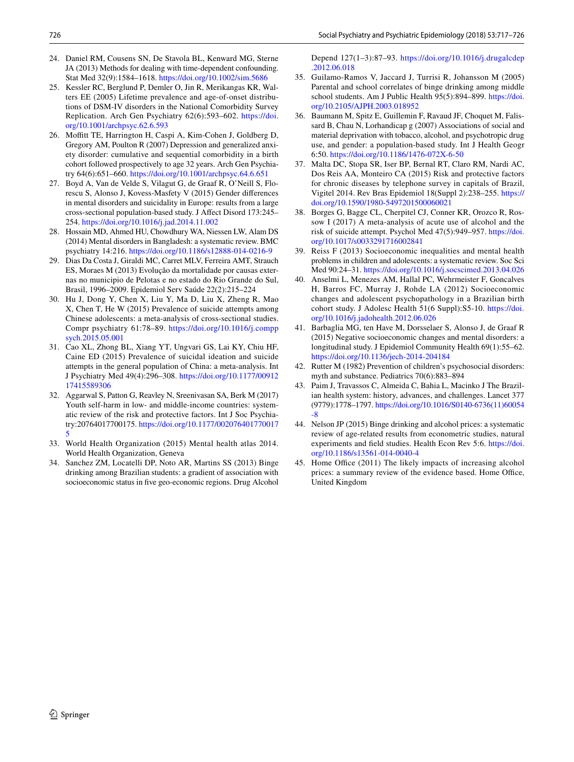24. Daniel RM, Cousens SN, De Stavola BL, Kenward MG, Sterne JA (2013) Methods for dealing with time-dependent confounding. Stat Med 32(9):1584–1618. https://doi.org/10.1002/sim.5686
25. Kessler RC, Berglund P, Demler O, Jin R, Merikangas KR, Walters EE (2005) Lifetime prevalence and age-of-onset distributions of DSM-IV disorders in the National Comorbidity Survey Replication. Arch Gen Psychiatry 62(6):593–602. https://doi.org/10.1001/archpsyc.62.6.593
26. Moffitt TE, Harrington H, Caspi A, Kim-Cohen J, Goldberg D, Gregory AM, Poulton R (2007) Depression and generalized anxiety disorder: cumulative and sequential comorbidity in a birth cohort followed prospectively to age 32 years. Arch Gen Psychiatry 64(6):651–660. https://doi.org/10.1001/archpsyc.64.6.651
27. Boyd A, Van de Velde S, Vilagut G, de Graaf R, O'Neill S, Florescu S, Alonso J, Kovess-Masfety V (2015) Gender differences in mental disorders and suicidality in Europe: results from a large cross-sectional population-based study. J Affect Disord 173:245–254. https://doi.org/10.1016/j.jad.2014.11.002
28. Hossain MD, Ahmed HU, Chowdhury WA, Niessen LW, Alam DS (2014) Mental disorders in Bangladesh: a systematic review. BMC psychiatry 14:216. https://doi.org/10.1186/s12888-014-0216-9
29. Dias Da Costa J, Giraldi MC, Carret MLV, Ferreira AMT, Strauch ES, Moraes M (2013) Evolução da mortalidade por causas externas no municipio de Pelotas e no estado do Rio Grande do Sul, Brasil, 1996–2009. Epidemiol Serv Saúde 22(2):215–224
30. Hu J, Dong Y, Chen X, Liu Y, Ma D, Liu X, Zheng R, Mao X, Chen T, He W (2015) Prevalence of suicide attempts among Chinese adolescents: a meta-analysis of cross-sectional studies. Compr psychiatry 61:78–89. https://doi.org/10.1016/j.comppsych.2015.05.001
31. Cao XL, Zhong BL, Xiang YT, Ungvari GS, Lai KY, Chiu HF, Caine ED (2015) Prevalence of suicidal ideation and suicide attempts in the general population of China: a meta-analysis. Int J Psychiatry Med 49(4):296–308. https://doi.org/10.1177/0091217415589306
32. Aggarwal S, Patton G, Reavley N, Sreenivasan SA, Berk M (2017) Youth self-harm in low- and middle-income countries: systematic review of the risk and protective factors. Int J Soc Psychiatry:20764017700175. https://doi.org/10.1177/0020764017700175
33. World Health Organization (2015) Mental health atlas 2014. World Health Organization, Geneva
34. Sanchez ZM, Locatelli DP, Noto AR, Martins SS (2013) Binge drinking among Brazilian students: a gradient of association with socioeconomic status in five geo-economic regions. Drug Alcohol Depend 127(1–3):87–93. https://doi.org/10.1016/j.drugalcdep.2012.06.018
35. Guilamo-Ramos V, Jaccard J, Turrisi R, Johansson M (2005) Parental and school correlates of binge drinking among middle school students. Am J Public Health 95(5):894–899. https://doi.org/10.2105/AJPH.2003.018952
36. Baumann M, Spitz E, Guillemin F, Ravaud JF, Choquet M, Falissard B, Chau N, Lorhandicap g (2007) Associations of social and material deprivation with tobacco, alcohol, and psychotropic drug use, and gender: a population-based study. Int J Health Geogr 6:50. https://doi.org/10.1186/1476-072X-6-50
37. Malta DC, Stopa SR, Iser BP, Bernal RT, Claro RM, Nardi AC, Dos Reis AA, Monteiro CA (2015) Risk and protective factors for chronic diseases by telephone survey in capitals of Brazil, Vigitel 2014. Rev Bras Epidemiol 18(Suppl 2):238–255. https://doi.org/10.1590/1980-5497201500060021
38. Borges G, Bagge CL, Cherpitel CJ, Conner KR, Orozco R, Rossow I (2017) A meta-analysis of acute use of alcohol and the risk of suicide attempt. Psychol Med 47(5):949–957. https://doi.org/10.1017/s0033291716002841
39. Reiss F (2013) Socioeconomic inequalities and mental health problems in children and adolescents: a systematic review. Soc Sci Med 90:24–31. https://doi.org/10.1016/j.socscimed.2013.04.026
40. Anselmi L, Menezes AM, Hallal PC, Wehrmeister F, Goncalves H, Barros FC, Murray J, Rohde LA (2012) Socioeconomic changes and adolescent psychopathology in a Brazilian birth cohort study. J Adolesc Health 51(6 Suppl):S5-10. https://doi.org/10.1016/j.jadohealth.2012.06.026
41. Barbaglia MG, ten Have M, Dorsselaer S, Alonso J, de Graaf R (2015) Negative socioeconomic changes and mental disorders: a longitudinal study. J Epidemiol Community Health 69(1):55–62. https://doi.org/10.1136/jech-2014-204184
42. Rutter M (1982) Prevention of children's psychosocial disorders: myth and substance. Pediatrics 70(6):883–894
43. Paim J, Travassos C, Almeida C, Bahia L, Macinko J The Brazilian health system: history, advances, and challenges. Lancet 377 (9779):1778–1797. https://doi.org/10.1016/S0140-6736(11)60054-8
44. Nelson JP (2015) Binge drinking and alcohol prices: a systematic review of age-related results from econometric studies, natural experiments and field studies. Health Econ Rev 5:6. https://doi.org/10.1186/s13561-014-0040-4
45. Home Office (2011) The likely impacts of increasing alcohol prices: a summary review of the evidence based. Home Office, United Kingdom